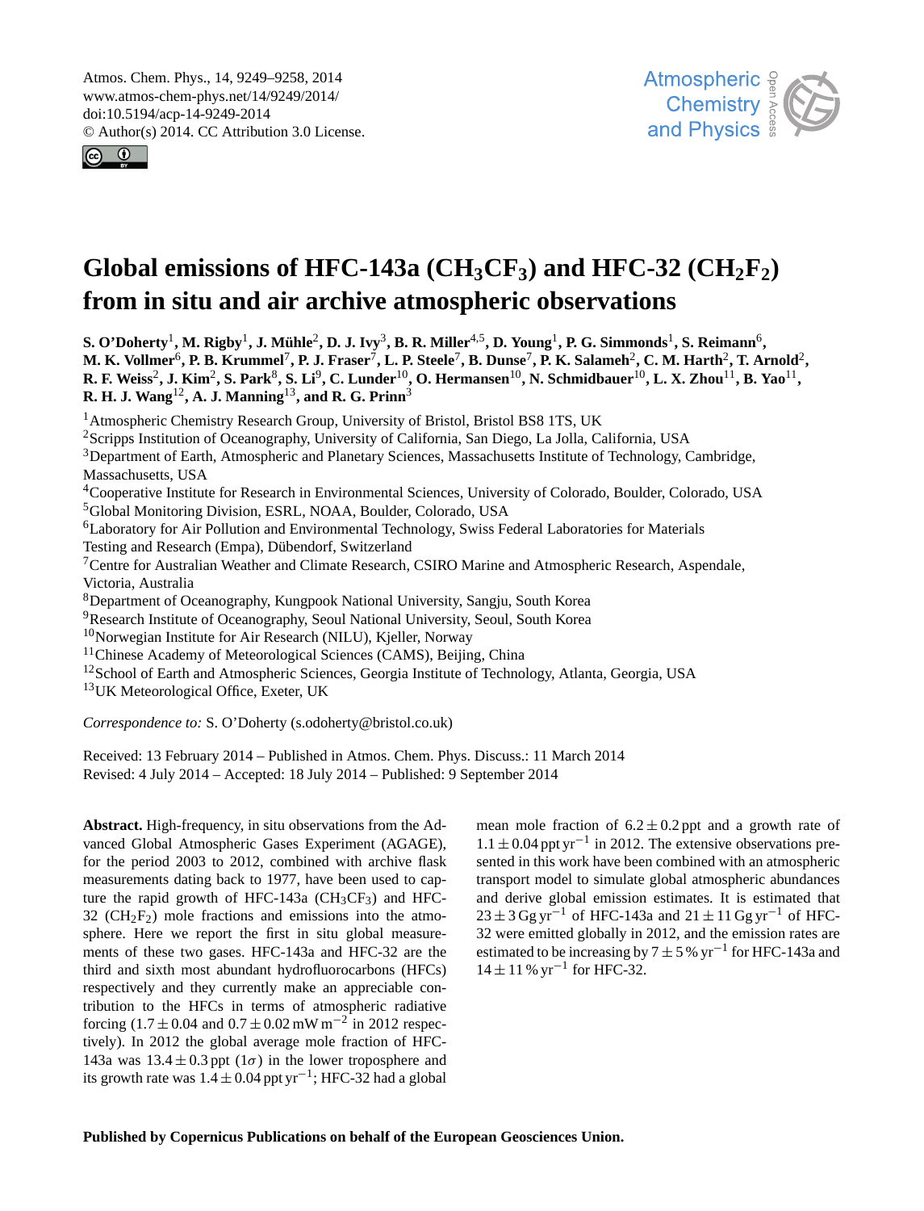# Global emissions of HFC-143a ($CH_3CF_3$) and HFC-32 ($CH_2F_2$) from in situ and air archive atmospheric observations

**S. O'Doherty[1], M. Rigby[1], J. Mühle[2], D. J. Ivy[3], B. R. Miller[4,5], D. Young[1], P. G. Simmonds[1], S. Reimann[6], M. K. Vollmer[6], P. B. Krummel[7], P. J. Fraser[7], L. P. Steele[7], B. Dunse[7], P. K. Salameh[2], C. M. Harth[2], T. Arnold[2], R. F. Weiss[2], J. Kim[2], S. Park[8], S. Li[9], C. Lunder[10], O. Hermansen[10], N. Schmidbauer[10], L. X. Zhou[11], B. Yao[11], R. H. J. Wang[12], A. J. Manning[13], and R. G. Prinn[3]**

[1]Atmospheric Chemistry Research Group, University of Bristol, Bristol BS8 1TS, UK
[2]Scripps Institution of Oceanography, University of California, San Diego, La Jolla, California, USA
[3]Department of Earth, Atmospheric and Planetary Sciences, Massachusetts Institute of Technology, Cambridge, Massachusetts, USA
[4]Cooperative Institute for Research in Environmental Sciences, University of Colorado, Boulder, Colorado, USA
[5]Global Monitoring Division, ESRL, NOAA, Boulder, Colorado, USA
[6]Laboratory for Air Pollution and Environmental Technology, Swiss Federal Laboratories for Materials Testing and Research (Empa), Dübendorf, Switzerland
[7]Centre for Australian Weather and Climate Research, CSIRO Marine and Atmospheric Research, Aspendale, Victoria, Australia
[8]Department of Oceanography, Kungpook National University, Sangju, South Korea
[9]Research Institute of Oceanography, Seoul National University, Seoul, South Korea
[10]Norwegian Institute for Air Research (NILU), Kjeller, Norway
[11]Chinese Academy of Meteorological Sciences (CAMS), Beijing, China
[12]School of Earth and Atmospheric Sciences, Georgia Institute of Technology, Atlanta, Georgia, USA
[13]UK Meteorological Office, Exeter, UK

*Correspondence to:* S. O'Doherty (s.odoherty@bristol.co.uk)

Received: 13 February 2014 – Published in Atmos. Chem. Phys. Discuss.: 11 March 2014
Revised: 4 July 2014 – Accepted: 18 July 2014 – Published: 9 September 2014

**Abstract.** High-frequency, in situ observations from the Advanced Global Atmospheric Gases Experiment (AGAGE), for the period 2003 to 2012, combined with archive flask measurements dating back to 1977, have been used to capture the rapid growth of HFC-143a ($CH_3CF_3$) and HFC-32 ($CH_2F_2$) mole fractions and emissions into the atmosphere. Here we report the first in situ global measurements of these two gases. HFC-143a and HFC-32 are the third and sixth most abundant hydrofluorocarbons (HFCs) respectively and they currently make an appreciable contribution to the HFCs in terms of atmospheric radiative forcing ($1.7 \pm 0.04$ and $0.7 \pm 0.02\,\mathrm{mW\,m^{-2}}$ in 2012 respectively). In 2012 the global average mole fraction of HFC-143a was $13.4 \pm 0.3$ ppt ($1\sigma$) in the lower troposphere and its growth rate was $1.4 \pm 0.04\,\mathrm{ppt\,yr^{-1}}$; HFC-32 had a global mean mole fraction of $6.2 \pm 0.2$ ppt and a growth rate of $1.1 \pm 0.04\,\mathrm{ppt\,yr^{-1}}$ in 2012. The extensive observations presented in this work have been combined with an atmospheric transport model to simulate global atmospheric abundances and derive global emission estimates. It is estimated that $23 \pm 3\,\mathrm{Gg\,yr^{-1}}$ of HFC-143a and $21 \pm 11\,\mathrm{Gg\,yr^{-1}}$ of HFC-32 were emitted globally in 2012, and the emission rates are estimated to be increasing by $7 \pm 5\,\%\,\mathrm{yr^{-1}}$ for HFC-143a and $14 \pm 11\,\%\,\mathrm{yr^{-1}}$ for HFC-32.

**Published by Copernicus Publications on behalf of the European Geosciences Union.**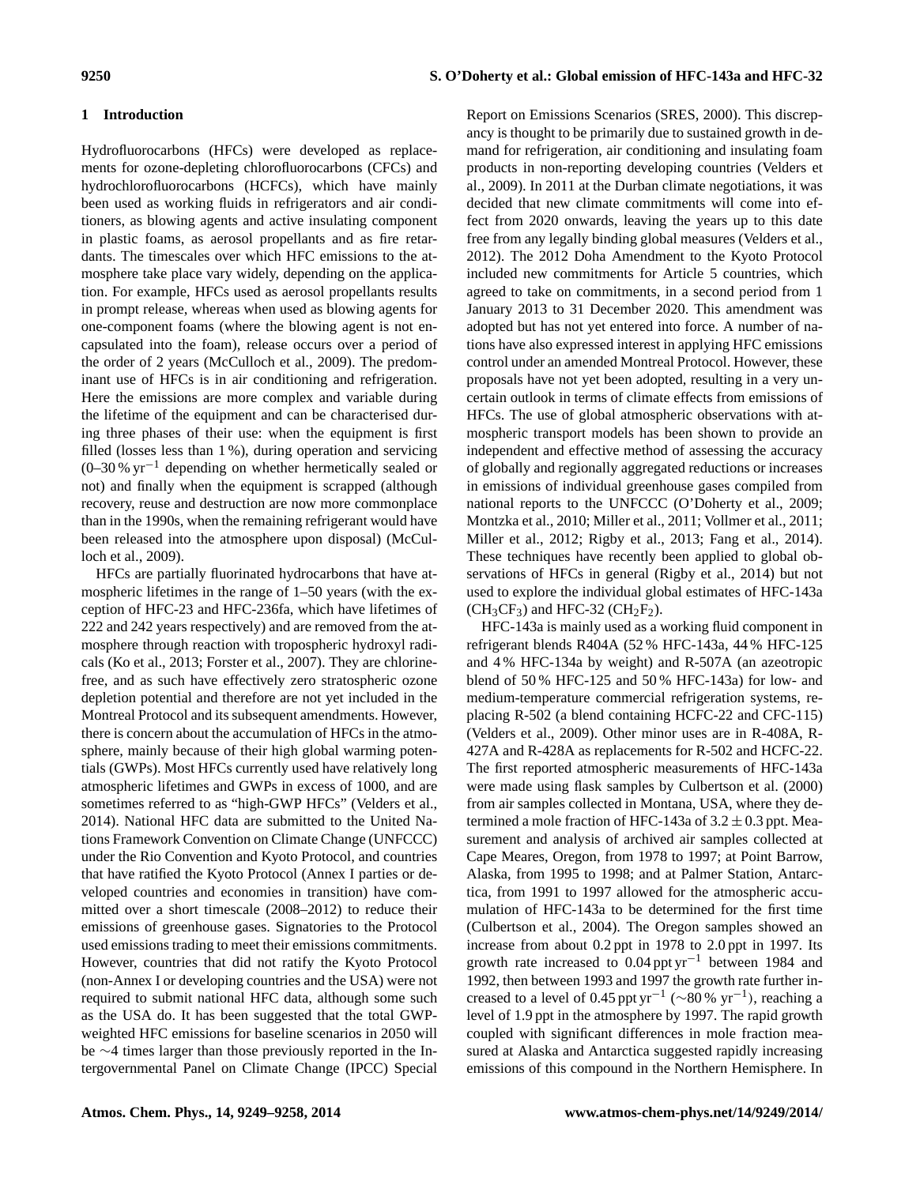## 1 Introduction

Hydrofluorocarbons (HFCs) were developed as replacements for ozone-depleting chlorofluorocarbons (CFCs) and hydrochlorofluorocarbons (HCFCs), which have mainly been used as working fluids in refrigerators and air conditioners, as blowing agents and active insulating component in plastic foams, as aerosol propellants and as fire retardants. The timescales over which HFC emissions to the atmosphere take place vary widely, depending on the application. For example, HFCs used as aerosol propellants results in prompt release, whereas when used as blowing agents for one-component foams (where the blowing agent is not encapsulated into the foam), release occurs over a period of the order of 2 years (McCulloch et al., 2009). The predominant use of HFCs is in air conditioning and refrigeration. Here the emissions are more complex and variable during the lifetime of the equipment and can be characterised during three phases of their use: when the equipment is first filled (losses less than 1 %), during operation and servicing (0–30 % $yr^{-1}$ depending on whether hermetically sealed or not) and finally when the equipment is scrapped (although recovery, reuse and destruction are now more commonplace than in the 1990s, when the remaining refrigerant would have been released into the atmosphere upon disposal) (McCulloch et al., 2009).

HFCs are partially fluorinated hydrocarbons that have atmospheric lifetimes in the range of 1–50 years (with the exception of HFC-23 and HFC-236fa, which have lifetimes of 222 and 242 years respectively) and are removed from the atmosphere through reaction with tropospheric hydroxyl radicals (Ko et al., 2013; Forster et al., 2007). They are chlorine-free, and as such have effectively zero stratospheric ozone depletion potential and therefore are not yet included in the Montreal Protocol and its subsequent amendments. However, there is concern about the accumulation of HFCs in the atmosphere, mainly because of their high global warming potentials (GWPs). Most HFCs currently used have relatively long atmospheric lifetimes and GWPs in excess of 1000, and are sometimes referred to as "high-GWP HFCs" (Velders et al., 2014). National HFC data are submitted to the United Nations Framework Convention on Climate Change (UNFCCC) under the Rio Convention and Kyoto Protocol, and countries that have ratified the Kyoto Protocol (Annex I parties or developed countries and economies in transition) have committed over a short timescale (2008–2012) to reduce their emissions of greenhouse gases. Signatories to the Protocol used emissions trading to meet their emissions commitments. However, countries that did not ratify the Kyoto Protocol (non-Annex I or developing countries and the USA) were not required to submit national HFC data, although some such as the USA do. It has been suggested that the total GWP-weighted HFC emissions for baseline scenarios in 2050 will be ∼4 times larger than those previously reported in the Intergovernmental Panel on Climate Change (IPCC) Special Report on Emissions Scenarios (SRES, 2000). This discrepancy is thought to be primarily due to sustained growth in demand for refrigeration, air conditioning and insulating foam products in non-reporting developing countries (Velders et al., 2009). In 2011 at the Durban climate negotiations, it was decided that new climate commitments will come into effect from 2020 onwards, leaving the years up to this date free from any legally binding global measures (Velders et al., 2012). The 2012 Doha Amendment to the Kyoto Protocol included new commitments for Article 5 countries, which agreed to take on commitments, in a second period from 1 January 2013 to 31 December 2020. This amendment was adopted but has not yet entered into force. A number of nations have also expressed interest in applying HFC emissions control under an amended Montreal Protocol. However, these proposals have not yet been adopted, resulting in a very uncertain outlook in terms of climate effects from emissions of HFCs. The use of global atmospheric observations with atmospheric transport models has been shown to provide an independent and effective method of assessing the accuracy of globally and regionally aggregated reductions or increases in emissions of individual greenhouse gases compiled from national reports to the UNFCCC (O'Doherty et al., 2009; Montzka et al., 2010; Miller et al., 2011; Vollmer et al., 2011; Miller et al., 2012; Rigby et al., 2013; Fang et al., 2014). These techniques have recently been applied to global observations of HFCs in general (Rigby et al., 2014) but not used to explore the individual global estimates of HFC-143a ($CH_3CF_3$) and HFC-32 ($CH_2F_2$).

HFC-143a is mainly used as a working fluid component in refrigerant blends R404A (52 % HFC-143a, 44 % HFC-125 and 4 % HFC-134a by weight) and R-507A (an azeotropic blend of 50 % HFC-125 and 50 % HFC-143a) for low- and medium-temperature commercial refrigeration systems, replacing R-502 (a blend containing HCFC-22 and CFC-115) (Velders et al., 2009). Other minor uses are in R-408A, R-427A and R-428A as replacements for R-502 and HCFC-22. The first reported atmospheric measurements of HFC-143a were made using flask samples by Culbertson et al. (2000) from air samples collected in Montana, USA, where they determined a mole fraction of HFC-143a of $3.2 \pm 0.3$ ppt. Measurement and analysis of archived air samples collected at Cape Meares, Oregon, from 1978 to 1997; at Point Barrow, Alaska, from 1995 to 1998; and at Palmer Station, Antarctica, from 1991 to 1997 allowed for the atmospheric accumulation of HFC-143a to be determined for the first time (Culbertson et al., 2004). The Oregon samples showed an increase from about 0.2 ppt in 1978 to 2.0 ppt in 1997. Its growth rate increased to 0.04 ppt $yr^{-1}$ between 1984 and 1992, then between 1993 and 1997 the growth rate further increased to a level of 0.45 ppt $yr^{-1}$ (∼80 % $yr^{-1}$), reaching a level of 1.9 ppt in the atmosphere by 1997. The rapid growth coupled with significant differences in mole fraction measured at Alaska and Antarctica suggested rapidly increasing emissions of this compound in the Northern Hemisphere. In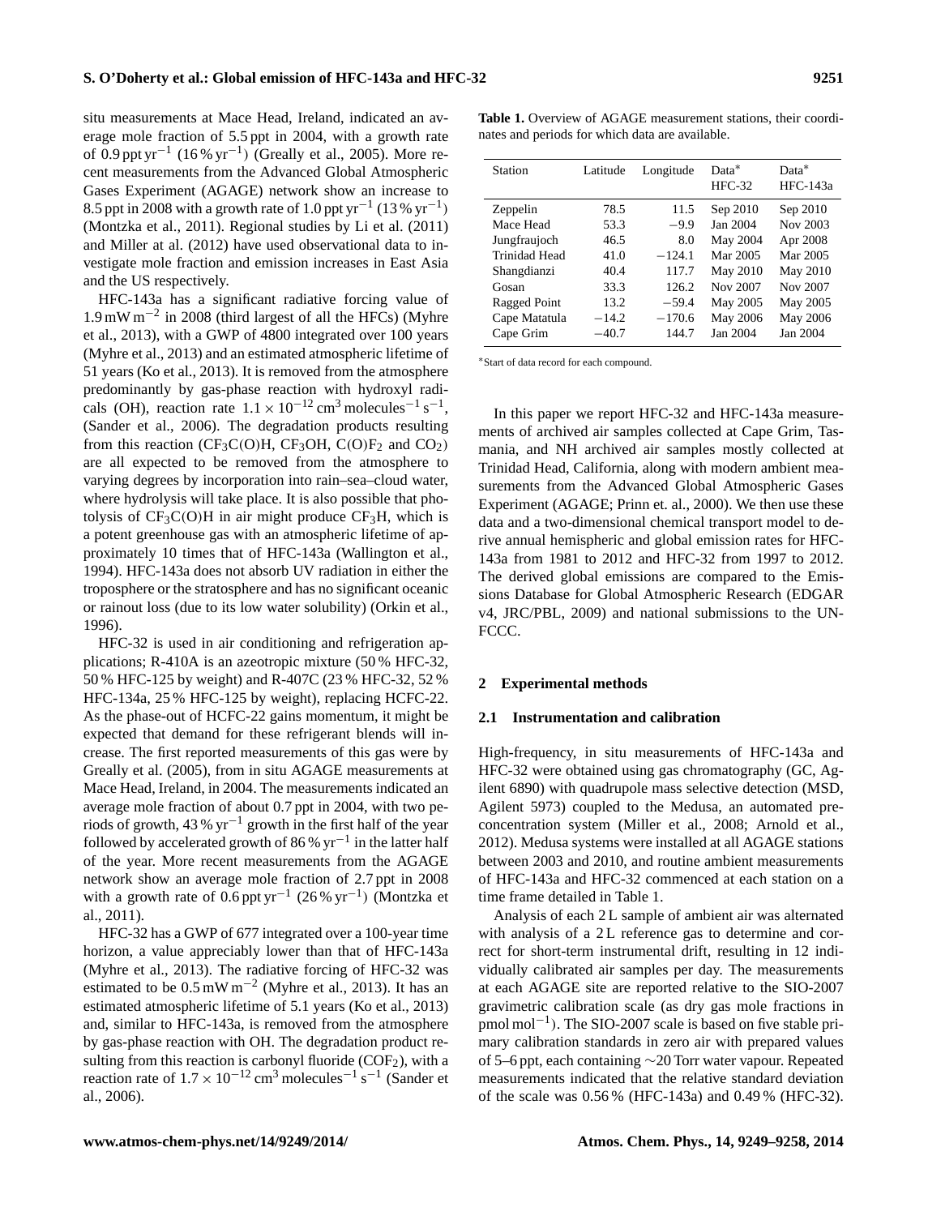situ measurements at Mace Head, Ireland, indicated an average mole fraction of 5.5 ppt in 2004, with a growth rate of 0.9 ppt $yr^{-1}$ (16 % $yr^{-1}$) (Greally et al., 2005). More recent measurements from the Advanced Global Atmospheric Gases Experiment (AGAGE) network show an increase to 8.5 ppt in 2008 with a growth rate of 1.0 ppt $yr^{-1}$ (13 % $yr^{-1}$) (Montzka et al., 2011). Regional studies by Li et al. (2011) and Miller et al. (2012) have used observational data to investigate mole fraction and emission increases in East Asia and the US respectively.

HFC-143a has a significant radiative forcing value of 1.9 mW $m^{-2}$ in 2008 (third largest of all the HFCs) (Myhre et al., 2013), with a GWP of 4800 integrated over 100 years (Myhre et al., 2013) and an estimated atmospheric lifetime of 51 years (Ko et al., 2013). It is removed from the atmosphere predominantly by gas-phase reaction with hydroxyl radicals (OH), reaction rate $1.1 \times 10^{-12}$ $cm^3$ $molecules^{-1}$ $s^{-1}$, (Sander et al., 2006). The degradation products resulting from this reaction ($CF_3C(O)H$, $CF_3OH$, $C(O)F_2$ and $CO_2$) are all expected to be removed from the atmosphere to varying degrees by incorporation into rain–sea–cloud water, where hydrolysis will take place. It is also possible that photolysis of $CF_3C(O)H$ in air might produce $CF_3H$, which is a potent greenhouse gas with an atmospheric lifetime of approximately 10 times that of HFC-143a (Wallington et al., 1994). HFC-143a does not absorb UV radiation in either the troposphere or the stratosphere and has no significant oceanic or rainout loss (due to its low water solubility) (Orkin et al., 1996).

HFC-32 is used in air conditioning and refrigeration applications; R-410A is an azeotropic mixture (50 % HFC-32, 50 % HFC-125 by weight) and R-407C (23 % HFC-32, 52 % HFC-134a, 25 % HFC-125 by weight), replacing HCFC-22. As the phase-out of HCFC-22 gains momentum, it might be expected that demand for these refrigerant blends will increase. The first reported measurements of this gas were by Greally et al. (2005), from in situ AGAGE measurements at Mace Head, Ireland, in 2004. The measurements indicated an average mole fraction of about 0.7 ppt in 2004, with two periods of growth, 43 % $yr^{-1}$ growth in the first half of the year followed by accelerated growth of 86 % $yr^{-1}$ in the latter half of the year. More recent measurements from the AGAGE network show an average mole fraction of 2.7 ppt in 2008 with a growth rate of 0.6 ppt $yr^{-1}$ (26 % $yr^{-1}$) (Montzka et al., 2011).

HFC-32 has a GWP of 677 integrated over a 100-year time horizon, a value appreciably lower than that of HFC-143a (Myhre et al., 2013). The radiative forcing of HFC-32 was estimated to be 0.5 mW $m^{-2}$ (Myhre et al., 2013). It has an estimated atmospheric lifetime of 5.1 years (Ko et al., 2013) and, similar to HFC-143a, is removed from the atmosphere by gas-phase reaction with OH. The degradation product resulting from this reaction is carbonyl fluoride ($COF_2$), with a reaction rate of $1.7 \times 10^{-12}$ $cm^3$ $molecules^{-1}$ $s^{-1}$ (Sander et al., 2006).

**Table 1.** Overview of AGAGE measurement stations, their coordinates and periods for which data are available.

| Station | Latitude | Longitude | Data* HFC-32 | Data* HFC-143a |
|---|---|---|---|---|
| Zeppelin | 78.5 | 11.5 | Sep 2010 | Sep 2010 |
| Mace Head | 53.3 | −9.9 | Jan 2004 | Nov 2003 |
| Jungfraujoch | 46.5 | 8.0 | May 2004 | Apr 2008 |
| Trinidad Head | 41.0 | −124.1 | Mar 2005 | Mar 2005 |
| Shangdianzi | 40.4 | 117.7 | May 2010 | May 2010 |
| Gosan | 33.3 | 126.2 | Nov 2007 | Nov 2007 |
| Ragged Point | 13.2 | −59.4 | May 2005 | May 2005 |
| Cape Matatula | −14.2 | −170.6 | May 2006 | May 2006 |
| Cape Grim | −40.7 | 144.7 | Jan 2004 | Jan 2004 |

*Start of data record for each compound.

In this paper we report HFC-32 and HFC-143a measurements of archived air samples collected at Cape Grim, Tasmania, and NH archived air samples mostly collected at Trinidad Head, California, along with modern ambient measurements from the Advanced Global Atmospheric Gases Experiment (AGAGE; Prinn et. al., 2000). We then use these data and a two-dimensional chemical transport model to derive annual hemispheric and global emission rates for HFC-143a from 1981 to 2012 and HFC-32 from 1997 to 2012. The derived global emissions are compared to the Emissions Database for Global Atmospheric Research (EDGAR v4, JRC/PBL, 2009) and national submissions to the UNFCCC.

## 2 Experimental methods

### 2.1 Instrumentation and calibration

High-frequency, in situ measurements of HFC-143a and HFC-32 were obtained using gas chromatography (GC, Agilent 6890) with quadrupole mass selective detection (MSD, Agilent 5973) coupled to the Medusa, an automated preconcentration system (Miller et al., 2008; Arnold et al., 2012). Medusa systems were installed at all AGAGE stations between 2003 and 2010, and routine ambient measurements of HFC-143a and HFC-32 commenced at each station on a time frame detailed in Table 1.

Analysis of each 2 L sample of ambient air was alternated with analysis of a 2 L reference gas to determine and correct for short-term instrumental drift, resulting in 12 individually calibrated air samples per day. The measurements at each AGAGE site are reported relative to the SIO-2007 gravimetric calibration scale (as dry gas mole fractions in pmol $mol^{-1}$). The SIO-2007 scale is based on five stable primary calibration standards in zero air with prepared values of 5–6 ppt, each containing ∼20 Torr water vapour. Repeated measurements indicated that the relative standard deviation of the scale was 0.56 % (HFC-143a) and 0.49 % (HFC-32).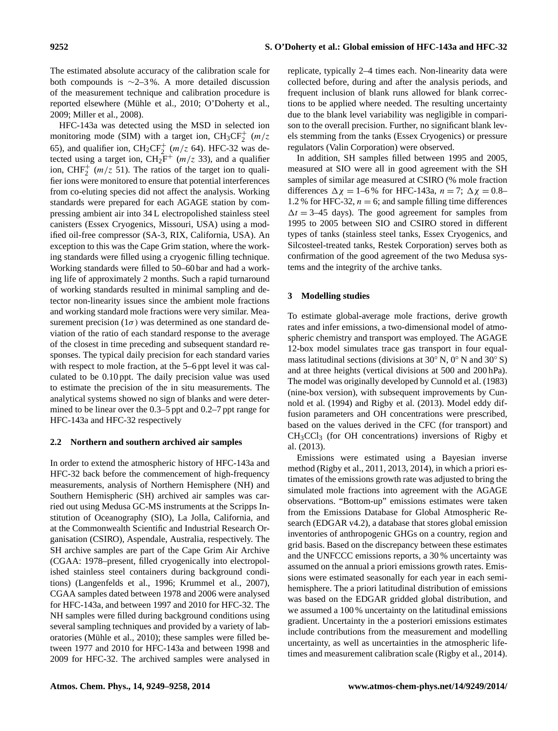The estimated absolute accuracy of the calibration scale for both compounds is ∼2–3 %. A more detailed discussion of the measurement technique and calibration procedure is reported elsewhere (Mühle et al., 2010; O'Doherty et al., 2009; Miller et al., 2008).

HFC-143a was detected using the MSD in selected ion monitoring mode (SIM) with a target ion, $CH_3CF_2^+$ ($m/z$ 65), and qualifier ion, $CH_2CF_2^+$ ($m/z$ 64). HFC-32 was detected using a target ion, $CH_2F^+$ ($m/z$ 33), and a qualifier ion, $CHF_2^+$ ($m/z$ 51). The ratios of the target ion to qualifier ions were monitored to ensure that potential interferences from co-eluting species did not affect the analysis. Working standards were prepared for each AGAGE station by compressing ambient air into 34 L electropolished stainless steel canisters (Essex Cryogenics, Missouri, USA) using a modified oil-free compressor (SA-3, RIX, California, USA). An exception to this was the Cape Grim station, where the working standards were filled using a cryogenic filling technique. Working standards were filled to 50–60 bar and had a working life of approximately 2 months. Such a rapid turnaround of working standards resulted in minimal sampling and detector non-linearity issues since the ambient mole fractions and working standard mole fractions were very similar. Measurement precision ($1\sigma$) was determined as one standard deviation of the ratio of each standard response to the average of the closest in time preceding and subsequent standard responses. The typical daily precision for each standard varies with respect to mole fraction, at the 5–6 ppt level it was calculated to be 0.10 ppt. The daily precision value was used to estimate the precision of the in situ measurements. The analytical systems showed no sign of blanks and were determined to be linear over the 0.3–5 ppt and 0.2–7 ppt range for HFC-143a and HFC-32 respectively

### 2.2 Northern and southern archived air samples

In order to extend the atmospheric history of HFC-143a and HFC-32 back before the commencement of high-frequency measurements, analysis of Northern Hemisphere (NH) and Southern Hemisphere (SH) archived air samples was carried out using Medusa GC-MS instruments at the Scripps Institution of Oceanography (SIO), La Jolla, California, and at the Commonwealth Scientific and Industrial Research Organisation (CSIRO), Aspendale, Australia, respectively. The SH archive samples are part of the Cape Grim Air Archive (CGAA: 1978–present, filled cryogenically into electropolished stainless steel containers during background conditions) (Langenfelds et al., 1996; Krummel et al., 2007), CGAA samples dated between 1978 and 2006 were analysed for HFC-143a, and between 1997 and 2010 for HFC-32. The NH samples were filled during background conditions using several sampling techniques and provided by a variety of laboratories (Mühle et al., 2010); these samples were filled between 1977 and 2010 for HFC-143a and between 1998 and 2009 for HFC-32. The archived samples were analysed in replicate, typically 2–4 times each. Non-linearity data were collected before, during and after the analysis periods, and frequent inclusion of blank runs allowed for blank corrections to be applied where needed. The resulting uncertainty due to the blank level variability was negligible in comparison to the overall precision. Further, no significant blank levels stemming from the tanks (Essex Cryogenics) or pressure regulators (Valin Corporation) were observed.

In addition, SH samples filled between 1995 and 2005, measured at SIO were all in good agreement with the SH samples of similar age measured at CSIRO (% mole fraction differences $\Delta\chi = 1$–6 % for HFC-143a, $n = 7$; $\Delta\chi = 0.8$–1.2 % for HFC-32, $n = 6$; and sample filling time differences $\Delta t = 3$–45 days). The good agreement for samples from 1995 to 2005 between SIO and CSIRO stored in different types of tanks (stainless steel tanks, Essex Cryogenics, and Silcosteel-treated tanks, Restek Corporation) serves both as confirmation of the good agreement of the two Medusa systems and the integrity of the archive tanks.

## 3 Modelling studies

To estimate global-average mole fractions, derive growth rates and infer emissions, a two-dimensional model of atmospheric chemistry and transport was employed. The AGAGE 12-box model simulates trace gas transport in four equal-mass latitudinal sections (divisions at 30° N, 0° N and 30° S) and at three heights (vertical divisions at 500 and 200 hPa). The model was originally developed by Cunnold et al. (1983) (nine-box version), with subsequent improvements by Cunnold et al. (1994) and Rigby et al. (2013). Model eddy diffusion parameters and OH concentrations were prescribed, based on the values derived in the CFC (for transport) and $CH_3CCl_3$ (for OH concentrations) inversions of Rigby et al. (2013).

Emissions were estimated using a Bayesian inverse method (Rigby et al., 2011, 2013, 2014), in which a priori estimates of the emissions growth rate was adjusted to bring the simulated mole fractions into agreement with the AGAGE observations. "Bottom-up" emissions estimates were taken from the Emissions Database for Global Atmospheric Research (EDGAR v4.2), a database that stores global emission inventories of anthropogenic GHGs on a country, region and grid basis. Based on the discrepancy between these estimates and the UNFCCC emissions reports, a 30 % uncertainty was assumed on the annual a priori emissions growth rates. Emissions were estimated seasonally for each year in each semi-hemisphere. The a priori latitudinal distribution of emissions was based on the EDGAR gridded global distribution, and we assumed a 100 % uncertainty on the latitudinal emissions gradient. Uncertainty in the a posteriori emissions estimates include contributions from the measurement and modelling uncertainty, as well as uncertainties in the atmospheric lifetimes and measurement calibration scale (Rigby et al., 2014).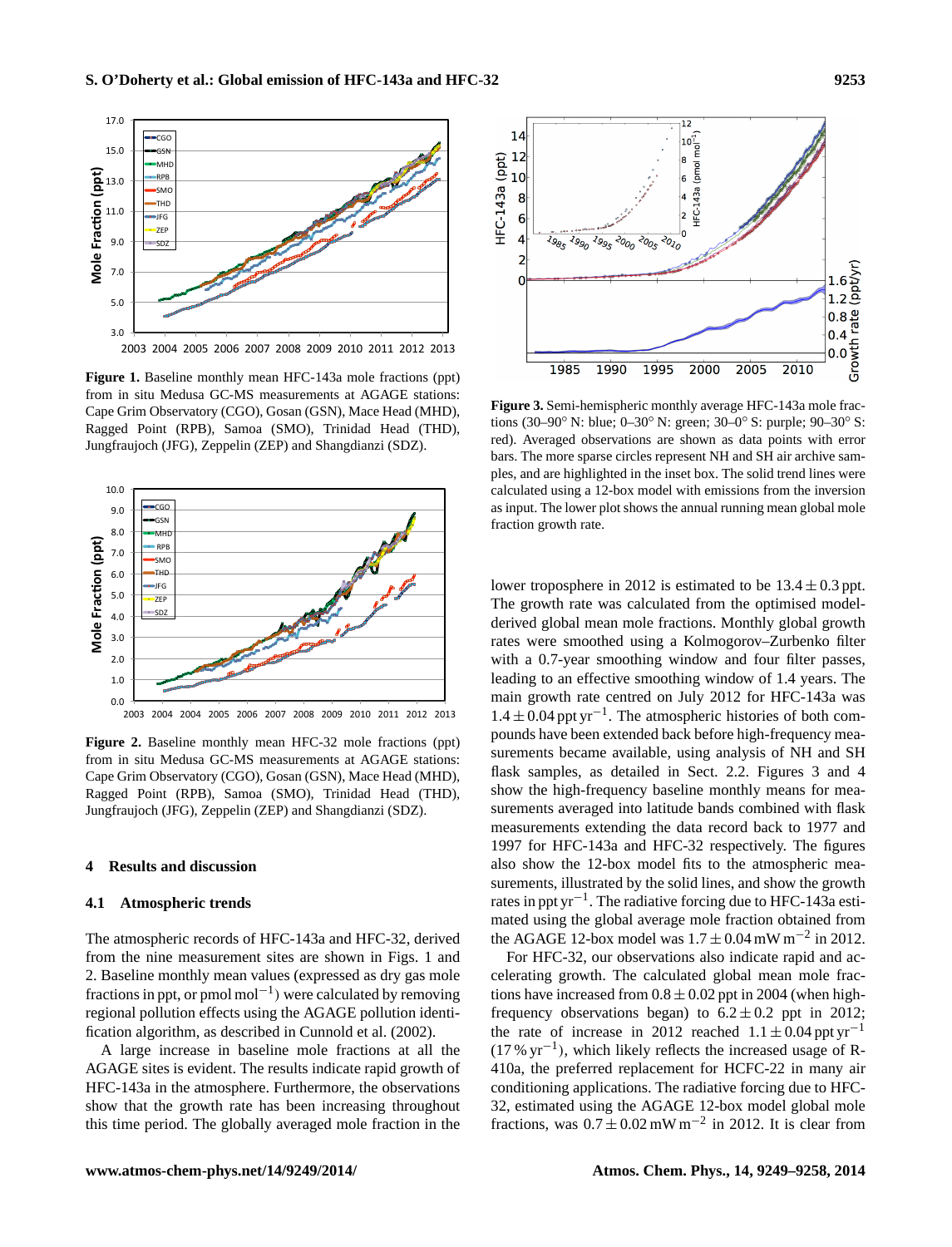**Figure 1.** Baseline monthly mean HFC-143a mole fractions (ppt) from in situ Medusa GC-MS measurements at AGAGE stations: Cape Grim Observatory (CGO), Gosan (GSN), Mace Head (MHD), Ragged Point (RPB), Samoa (SMO), Trinidad Head (THD), Jungfraujoch (JFG), Zeppelin (ZEP) and Shangdianzi (SDZ).

**Figure 2.** Baseline monthly mean HFC-32 mole fractions (ppt) from in situ Medusa GC-MS measurements at AGAGE stations: Cape Grim Observatory (CGO), Gosan (GSN), Mace Head (MHD), Ragged Point (RPB), Samoa (SMO), Trinidad Head (THD), Jungfraujoch (JFG), Zeppelin (ZEP) and Shangdianzi (SDZ).

## 4 Results and discussion

### 4.1 Atmospheric trends

The atmospheric records of HFC-143a and HFC-32, derived from the nine measurement sites are shown in Figs. 1 and 2. Baseline monthly mean values (expressed as dry gas mole fractions in ppt, or $\text{pmol mol}^{-1}$) were calculated by removing regional pollution effects using the AGAGE pollution identification algorithm, as described in Cunnold et al. (2002).

A large increase in baseline mole fractions at all the AGAGE sites is evident. The results indicate rapid growth of HFC-143a in the atmosphere. Furthermore, the observations show that the growth rate has been increasing throughout this time period. The globally averaged mole fraction in the lower troposphere in 2012 is estimated to be $13.4 \pm 0.3$ ppt. The growth rate was calculated from the optimised model-derived global mean mole fractions. Monthly global growth rates were smoothed using a Kolmogorov–Zurbenko filter with a 0.7-year smoothing window and four filter passes, leading to an effective smoothing window of 1.4 years. The main growth rate centred on July 2012 for HFC-143a was $1.4 \pm 0.04\,\text{ppt yr}^{-1}$. The atmospheric histories of both compounds have been extended back before high-frequency measurements became available, using analysis of NH and SH flask samples, as detailed in Sect. 2.2. Figures 3 and 4 show the high-frequency baseline monthly means for measurements averaged into latitude bands combined with flask measurements extending the data record back to 1977 and 1997 for HFC-143a and HFC-32 respectively. The figures also show the 12-box model fits to the atmospheric measurements, illustrated by the solid lines, and show the growth rates in $\text{ppt yr}^{-1}$. The radiative forcing due to HFC-143a estimated using the global average mole fraction obtained from the AGAGE 12-box model was $1.7 \pm 0.04\,\text{mW m}^{-2}$ in 2012.

**Figure 3.** Semi-hemispheric monthly average HFC-143a mole fractions (30–90° N: blue; 0–30° N: green; 30–0° S: purple; 90–30° S: red). Averaged observations are shown as data points with error bars. The more sparse circles represent NH and SH air archive samples, and are highlighted in the inset box. The solid trend lines were calculated using a 12-box model with emissions from the inversion as input. The lower plot shows the annual running mean global mole fraction growth rate.

For HFC-32, our observations also indicate rapid and accelerating growth. The calculated global mean mole fractions have increased from $0.8 \pm 0.02$ ppt in 2004 (when high-frequency observations began) to $6.2 \pm 0.2$ ppt in 2012; the rate of increase in 2012 reached $1.1 \pm 0.04\,\text{ppt yr}^{-1}$ ($17\,\%\,\text{yr}^{-1}$), which likely reflects the increased usage of R-410a, the preferred replacement for HCFC-22 in many air conditioning applications. The radiative forcing due to HFC-32, estimated using the AGAGE 12-box model global mole fractions, was $0.7 \pm 0.02\,\text{mW m}^{-2}$ in 2012. It is clear from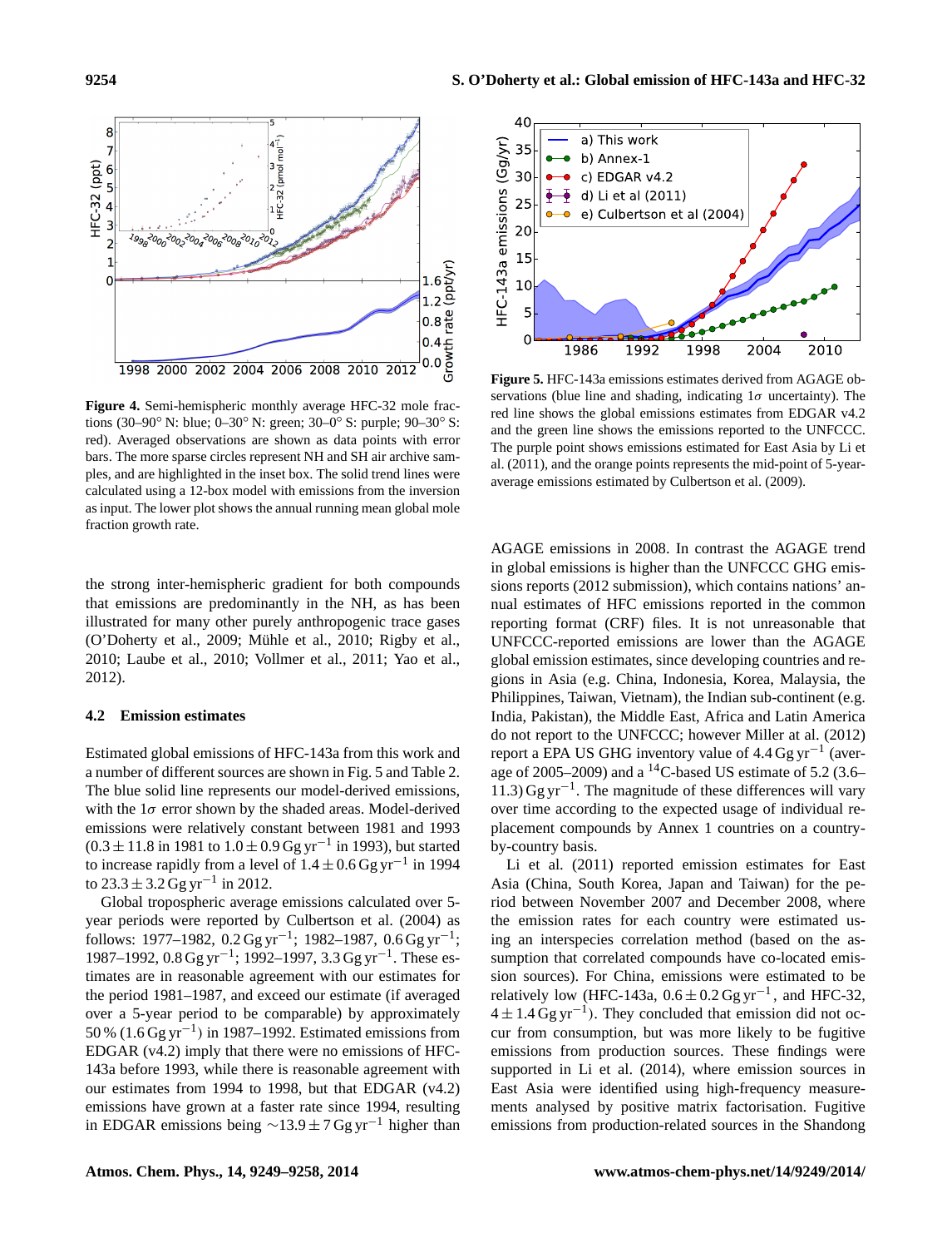**Figure 4.** Semi-hemispheric monthly average HFC-32 mole fractions (30–90° N: blue; 0–30° N: green; 30–0° S: purple; 90–30° S: red). Averaged observations are shown as data points with error bars. The more sparse circles represent NH and SH air archive samples, and are highlighted in the inset box. The solid trend lines were calculated using a 12-box model with emissions from the inversion as input. The lower plot shows the annual running mean global mole fraction growth rate.

**Figure 5.** HFC-143a emissions estimates derived from AGAGE observations (blue line and shading, indicating $1\sigma$ uncertainty). The red line shows the global emissions estimates from EDGAR v4.2 and the green line shows the emissions reported to the UNFCCC. The purple point shows emissions estimated for East Asia by Li et al. (2011), and the orange points represents the mid-point of 5-year-average emissions estimated by Culbertson et al. (2009).

the strong inter-hemispheric gradient for both compounds that emissions are predominantly in the NH, as has been illustrated for many other purely anthropogenic trace gases (O'Doherty et al., 2009; Mühle et al., 2010; Rigby et al., 2010; Laube et al., 2010; Vollmer et al., 2011; Yao et al., 2012).

### 4.2 Emission estimates

Estimated global emissions of HFC-143a from this work and a number of different sources are shown in Fig. 5 and Table 2. The blue solid line represents our model-derived emissions, with the $1\sigma$ error shown by the shaded areas. Model-derived emissions were relatively constant between 1981 and 1993 ($0.3 \pm 11.8$ in 1981 to $1.0 \pm 0.9\,\mathrm{Gg\,yr^{-1}}$ in 1993), but started to increase rapidly from a level of $1.4 \pm 0.6\,\mathrm{Gg\,yr^{-1}}$ in 1994 to $23.3 \pm 3.2\,\mathrm{Gg\,yr^{-1}}$ in 2012.

Global tropospheric average emissions calculated over 5-year periods were reported by Culbertson et al. (2004) as follows: 1977–1982, $0.2\,\mathrm{Gg\,yr^{-1}}$; 1982–1987, $0.6\,\mathrm{Gg\,yr^{-1}}$; 1987–1992, $0.8\,\mathrm{Gg\,yr^{-1}}$; 1992–1997, $3.3\,\mathrm{Gg\,yr^{-1}}$. These estimates are in reasonable agreement with our estimates for the period 1981–1987, and exceed our estimate (if averaged over a 5-year period to be comparable) by approximately 50 % ($1.6\,\mathrm{Gg\,yr^{-1}}$) in 1987–1992. Estimated emissions from EDGAR (v4.2) imply that there were no emissions of HFC-143a before 1993, while there is reasonable agreement with our estimates from 1994 to 1998, but that EDGAR (v4.2) emissions have grown at a faster rate since 1994, resulting in EDGAR emissions being $\sim 13.9 \pm 7\,\mathrm{Gg\,yr^{-1}}$ higher than AGAGE emissions in 2008. In contrast the AGAGE trend in global emissions is higher than the UNFCCC GHG emissions reports (2012 submission), which contains nations' annual estimates of HFC emissions reported in the common reporting format (CRF) files. It is not unreasonable that UNFCCC-reported emissions are lower than the AGAGE global emission estimates, since developing countries and regions in Asia (e.g. China, Indonesia, Korea, Malaysia, the Philippines, Taiwan, Vietnam), the Indian sub-continent (e.g. India, Pakistan), the Middle East, Africa and Latin America do not report to the UNFCCC; however Miller at al. (2012) report a EPA US GHG inventory value of $4.4\,\mathrm{Gg\,yr^{-1}}$ (average of 2005–2009) and a $^{14}C$-based US estimate of 5.2 (3.6–11.3) $\mathrm{Gg\,yr^{-1}}$. The magnitude of these differences will vary over time according to the expected usage of individual replacement compounds by Annex 1 countries on a country-by-country basis.

Li et al. (2011) reported emission estimates for East Asia (China, South Korea, Japan and Taiwan) for the period between November 2007 and December 2008, where the emission rates for each country were estimated using an interspecies correlation method (based on the assumption that correlated compounds have co-located emission sources). For China, emissions were estimated to be relatively low (HFC-143a, $0.6 \pm 0.2\,\mathrm{Gg\,yr^{-1}}$, and HFC-32, $4 \pm 1.4\,\mathrm{Gg\,yr^{-1}}$). They concluded that emission did not occur from consumption, but was more likely to be fugitive emissions from production sources. These findings were supported in Li et al. (2014), where emission sources in East Asia were identified using high-frequency measurements analysed by positive matrix factorisation. Fugitive emissions from production-related sources in the Shandong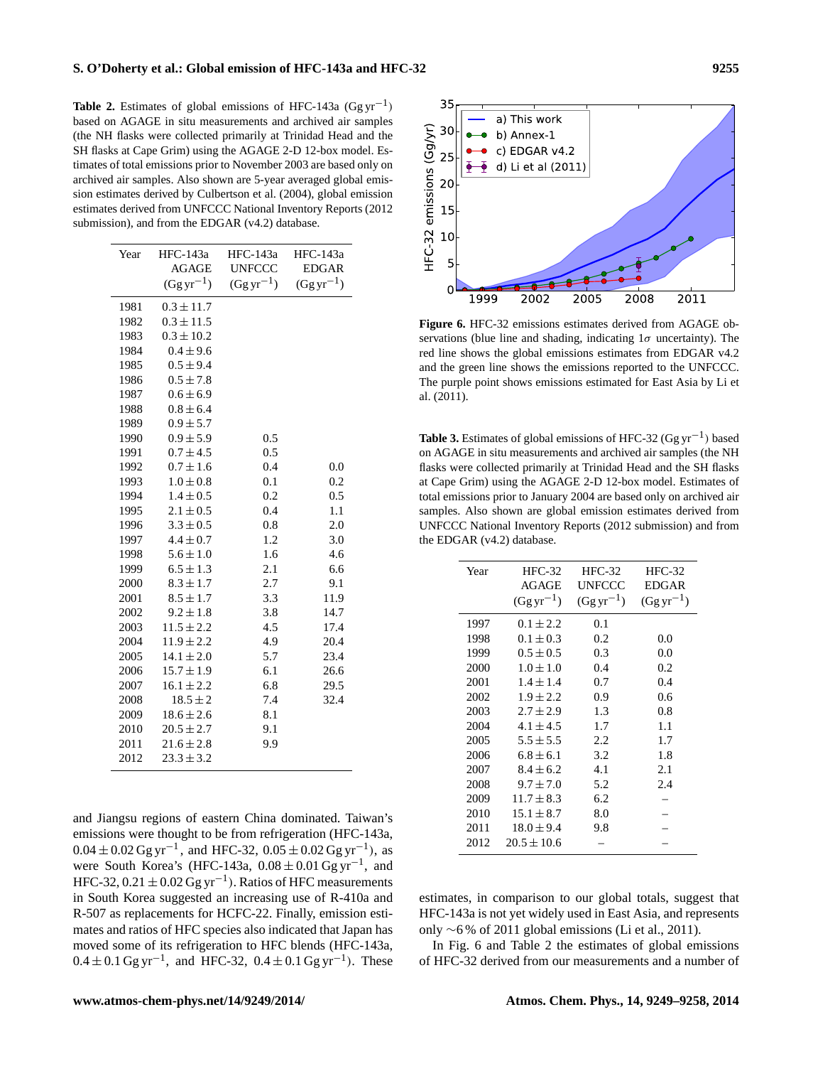**Table 2.** Estimates of global emissions of HFC-143a ($\mathrm{Gg\,yr^{-1}}$) based on AGAGE in situ measurements and archived air samples (the NH flasks were collected primarily at Trinidad Head and the SH flasks at Cape Grim) using the AGAGE 2-D 12-box model. Estimates of total emissions prior to November 2003 are based only on archived air samples. Also shown are 5-year averaged global emission estimates derived by Culbertson et al. (2004), global emission estimates derived from UNFCCC National Inventory Reports (2012 submission), and from the EDGAR (v4.2) database.

| Year | HFC-143a AGAGE ($\mathrm{Gg\,yr^{-1}}$) | HFC-143a UNFCCC ($\mathrm{Gg\,yr^{-1}}$) | HFC-143a EDGAR ($\mathrm{Gg\,yr^{-1}}$) |
|---|---|---|---|
| 1981 | $0.3 \pm 11.7$ | | |
| 1982 | $0.3 \pm 11.5$ | | |
| 1983 | $0.3 \pm 10.2$ | | |
| 1984 | $0.4 \pm 9.6$ | | |
| 1985 | $0.5 \pm 9.4$ | | |
| 1986 | $0.5 \pm 7.8$ | | |
| 1987 | $0.6 \pm 6.9$ | | |
| 1988 | $0.8 \pm 6.4$ | | |
| 1989 | $0.9 \pm 5.7$ | | |
| 1990 | $0.9 \pm 5.9$ | 0.5 | |
| 1991 | $0.7 \pm 4.5$ | 0.5 | |
| 1992 | $0.7 \pm 1.6$ | 0.4 | 0.0 |
| 1993 | $1.0 \pm 0.8$ | 0.1 | 0.2 |
| 1994 | $1.4 \pm 0.5$ | 0.2 | 0.5 |
| 1995 | $2.1 \pm 0.5$ | 0.4 | 1.1 |
| 1996 | $3.3 \pm 0.5$ | 0.8 | 2.0 |
| 1997 | $4.4 \pm 0.7$ | 1.2 | 3.0 |
| 1998 | $5.6 \pm 1.0$ | 1.6 | 4.6 |
| 1999 | $6.5 \pm 1.3$ | 2.1 | 6.6 |
| 2000 | $8.3 \pm 1.7$ | 2.7 | 9.1 |
| 2001 | $8.5 \pm 1.7$ | 3.3 | 11.9 |
| 2002 | $9.2 \pm 1.8$ | 3.8 | 14.7 |
| 2003 | $11.5 \pm 2.2$ | 4.5 | 17.4 |
| 2004 | $11.9 \pm 2.2$ | 4.9 | 20.4 |
| 2005 | $14.1 \pm 2.0$ | 5.7 | 23.4 |
| 2006 | $15.7 \pm 1.9$ | 6.1 | 26.6 |
| 2007 | $16.1 \pm 2.2$ | 6.8 | 29.5 |
| 2008 | $18.5 \pm 2$ | 7.4 | 32.4 |
| 2009 | $18.6 \pm 2.6$ | 8.1 | |
| 2010 | $20.5 \pm 2.7$ | 9.1 | |
| 2011 | $21.6 \pm 2.8$ | 9.9 | |
| 2012 | $23.3 \pm 3.2$ | | |

and Jiangsu regions of eastern China dominated. Taiwan's emissions were thought to be from refrigeration (HFC-143a, $0.04 \pm 0.02\,\mathrm{Gg\,yr^{-1}}$, and HFC-32, $0.05 \pm 0.02\,\mathrm{Gg\,yr^{-1}}$), as were South Korea's (HFC-143a, $0.08 \pm 0.01\,\mathrm{Gg\,yr^{-1}}$, and HFC-32, $0.21 \pm 0.02\,\mathrm{Gg\,yr^{-1}}$). Ratios of HFC measurements in South Korea suggested an increasing use of R-410a and R-507 as replacements for HCFC-22. Finally, emission estimates and ratios of HFC species also indicated that Japan has moved some of its refrigeration to HFC blends (HFC-143a, $0.4 \pm 0.1\,\mathrm{Gg\,yr^{-1}}$, and HFC-32, $0.4 \pm 0.1\,\mathrm{Gg\,yr^{-1}}$). These estimates, in comparison to our global totals, suggest that HFC-143a is not yet widely used in East Asia, and represents only ∼6 % of 2011 global emissions (Li et al., 2011).

In Fig. 6 and Table 2 the estimates of global emissions of HFC-32 derived from our measurements and a number of

**Figure 6.** HFC-32 emissions estimates derived from AGAGE observations (blue line and shading, indicating $1\sigma$ uncertainty). The red line shows the global emissions estimates from EDGAR v4.2 and the green line shows the emissions reported to the UNFCCC. The purple point shows emissions estimated for East Asia by Li et al. (2011).

**Table 3.** Estimates of global emissions of HFC-32 ($\mathrm{Gg\,yr^{-1}}$) based on AGAGE in situ measurements and archived air samples (the NH flasks were collected primarily at Trinidad Head and the SH flasks at Cape Grim) using the AGAGE 2-D 12-box model. Estimates of total emissions prior to January 2004 are based only on archived air samples. Also shown are global emission estimates derived from UNFCCC National Inventory Reports (2012 submission) and from the EDGAR (v4.2) database.

| Year | HFC-32 AGAGE ($\mathrm{Gg\,yr^{-1}}$) | HFC-32 UNFCCC ($\mathrm{Gg\,yr^{-1}}$) | HFC-32 EDGAR ($\mathrm{Gg\,yr^{-1}}$) |
|---|---|---|---|
| 1997 | $0.1 \pm 2.2$ | 0.1 | |
| 1998 | $0.1 \pm 0.3$ | 0.2 | 0.0 |
| 1999 | $0.5 \pm 0.5$ | 0.3 | 0.0 |
| 2000 | $1.0 \pm 1.0$ | 0.4 | 0.2 |
| 2001 | $1.4 \pm 1.4$ | 0.7 | 0.4 |
| 2002 | $1.9 \pm 2.2$ | 0.9 | 0.6 |
| 2003 | $2.7 \pm 2.9$ | 1.3 | 0.8 |
| 2004 | $4.1 \pm 4.5$ | 1.7 | 1.1 |
| 2005 | $5.5 \pm 5.5$ | 2.2 | 1.7 |
| 2006 | $6.8 \pm 6.1$ | 3.2 | 1.8 |
| 2007 | $8.4 \pm 6.2$ | 4.1 | 2.1 |
| 2008 | $9.7 \pm 7.0$ | 5.2 | 2.4 |
| 2009 | $11.7 \pm 8.3$ | 6.2 | – |
| 2010 | $15.1 \pm 8.7$ | 8.0 | – |
| 2011 | $18.0 \pm 9.4$ | 9.8 | – |
| 2012 | $20.5 \pm 10.6$ | – | – |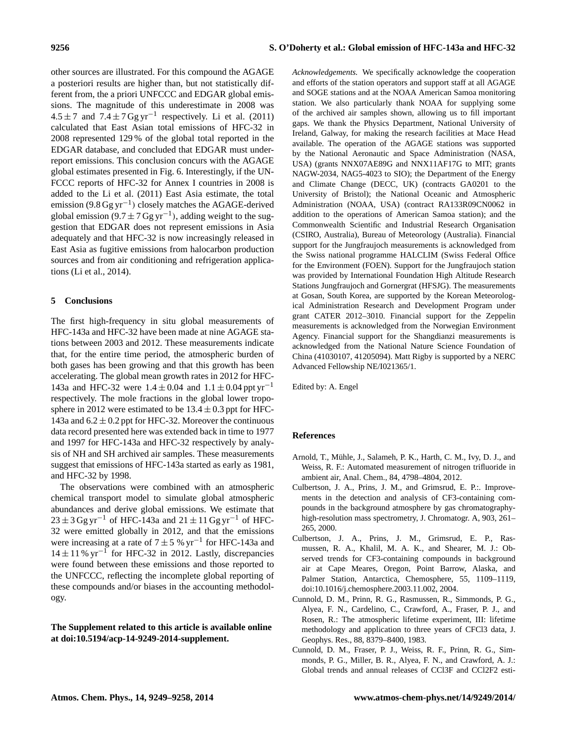other sources are illustrated. For this compound the AGAGE a posteriori results are higher than, but not statistically different from, the a priori UNFCCC and EDGAR global emissions. The magnitude of this underestimate in 2008 was $4.5 \pm 7$ and $7.4 \pm 7\,\mathrm{Gg\,yr^{-1}}$ respectively. Li et al. (2011) calculated that East Asian total emissions of HFC-32 in 2008 represented 129 % of the global total reported in the EDGAR database, and concluded that EDGAR must under-report emissions. This conclusion concurs with the AGAGE global estimates presented in Fig. 6. Interestingly, if the UNFCCC reports of HFC-32 for Annex I countries in 2008 is added to the Li et al. (2011) East Asia estimate, the total emission ($9.8\,\mathrm{Gg\,yr^{-1}}$) closely matches the AGAGE-derived global emission ($9.7 \pm 7\,\mathrm{Gg\,yr^{-1}}$), adding weight to the suggestion that EDGAR does not represent emissions in Asia adequately and that HFC-32 is now increasingly released in East Asia as fugitive emissions from halocarbon production sources and from air conditioning and refrigeration applications (Li et al., 2014).

## 5 Conclusions

The first high-frequency in situ global measurements of HFC-143a and HFC-32 have been made at nine AGAGE stations between 2003 and 2012. These measurements indicate that, for the entire time period, the atmospheric burden of both gases has been growing and that this growth has been accelerating. The global mean growth rates in 2012 for HFC-143a and HFC-32 were $1.4 \pm 0.04$ and $1.1 \pm 0.04\,\mathrm{ppt\,yr^{-1}}$ respectively. The mole fractions in the global lower troposphere in 2012 were estimated to be $13.4 \pm 0.3$ ppt for HFC-143a and $6.2 \pm 0.2$ ppt for HFC-32. Moreover the continuous data record presented here was extended back in time to 1977 and 1997 for HFC-143a and HFC-32 respectively by analysis of NH and SH archived air samples. These measurements suggest that emissions of HFC-143a started as early as 1981, and HFC-32 by 1998.

The observations were combined with an atmospheric chemical transport model to simulate global atmospheric abundances and derive global emissions. We estimate that $23 \pm 3\,\mathrm{Gg\,yr^{-1}}$ of HFC-143a and $21 \pm 11\,\mathrm{Gg\,yr^{-1}}$ of HFC-32 were emitted globally in 2012, and that the emissions were increasing at a rate of $7 \pm 5\,\%\,\mathrm{yr^{-1}}$ for HFC-143a and $14 \pm 11\,\%\,\mathrm{yr^{-1}}$ for HFC-32 in 2012. Lastly, discrepancies were found between these emissions and those reported to the UNFCCC, reflecting the incomplete global reporting of these compounds and/or biases in the accounting methodology.

**The Supplement related to this article is available online at doi:10.5194/acp-14-9249-2014-supplement.**

*Acknowledgements.* We specifically acknowledge the cooperation and efforts of the station operators and support staff at all AGAGE and SOGE stations and at the NOAA American Samoa monitoring station. We also particularly thank NOAA for supplying some of the archived air samples shown, allowing us to fill important gaps. We thank the Physics Department, National University of Ireland, Galway, for making the research facilities at Mace Head available. The operation of the AGAGE stations was supported by the National Aeronautic and Space Administration (NASA, USA) (grants NNX07AE89G and NNX11AF17G to MIT; grants NAGW-2034, NAG5-4023 to SIO); the Department of the Energy and Climate Change (DECC, UK) (contracts GA0201 to the University of Bristol); the National Oceanic and Atmospheric Administration (NOAA, USA) (contract RA133R09CN0062 in addition to the operations of American Samoa station); and the Commonwealth Scientific and Industrial Research Organisation (CSIRO, Australia), Bureau of Meteorology (Australia). Financial support for the Jungfraujoch measurements is acknowledged from the Swiss national programme HALCLIM (Swiss Federal Office for the Environment (FOEN). Support for the Jungfraujoch station was provided by International Foundation High Altitude Research Stations Jungfraujoch and Gornergrat (HFSJG). The measurements at Gosan, South Korea, are supported by the Korean Meteorological Administration Research and Development Program under grant CATER 2012–3010. Financial support for the Zeppelin measurements is acknowledged from the Norwegian Environment Agency. Financial support for the Shangdianzi measurements is acknowledged from the National Nature Science Foundation of China (41030107, 41205094). Matt Rigby is supported by a NERC Advanced Fellowship NE/I021365/1.

Edited by: A. Engel

## References

Arnold, T., Mühle, J., Salameh, P. K., Harth, C. M., Ivy, D. J., and Weiss, R. F.: Automated measurement of nitrogen trifluoride in ambient air, Anal. Chem., 84, 4798–4804, 2012.

Culbertson, J. A., Prins, J. M., and Grimsrud, E. P.:. Improvements in the detection and analysis of CF3-containing compounds in the background atmosphere by gas chromatography-high-resolution mass spectrometry, J. Chromatogr. A, 903, 261–265, 2000.

Culbertson, J. A., Prins, J. M., Grimsrud, E. P., Rasmussen, R. A., Khalil, M. A. K., and Shearer, M. J.: Observed trends for CF3-containing compounds in background air at Cape Meares, Oregon, Point Barrow, Alaska, and Palmer Station, Antarctica, Chemosphere, 55, 1109–1119, doi:10.1016/j.chemosphere.2003.11.002, 2004.

Cunnold, D. M., Prinn, R. G., Rasmussen, R., Simmonds, P. G., Alyea, F. N., Cardelino, C., Crawford, A., Fraser, P. J., and Rosen, R.: The atmospheric lifetime experiment, III: lifetime methodology and application to three years of CFCl3 data, J. Geophys. Res., 88, 8379–8400, 1983.

Cunnold, D. M., Fraser, P. J., Weiss, R. F., Prinn, R. G., Simmonds, P. G., Miller, B. R., Alyea, F. N., and Crawford, A. J.: Global trends and annual releases of CCl3F and CCl2F2 esti-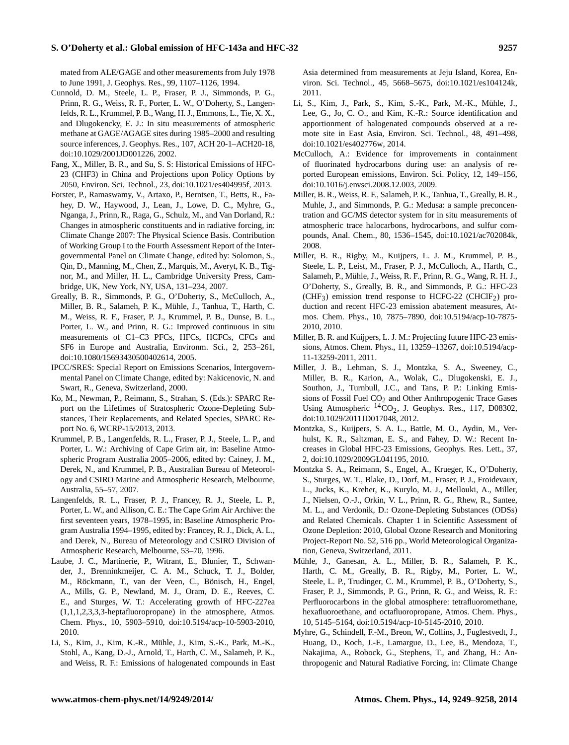mated from ALE/GAGE and other measurements from July 1978 to June 1991, J. Geophys. Res., 99, 1107–1126, 1994.

Cunnold, D. M., Steele, L. P., Fraser, P. J., Simmonds, P. G., Prinn, R. G., Weiss, R. F., Porter, L. W., O'Doherty, S., Langenfelds, R. L., Krummel, P. B., Wang, H. J., Emmons, L., Tie, X. X., and Dlugokencky, E. J.: In situ measurements of atmospheric methane at GAGE/AGAGE sites during 1985–2000 and resulting source inferences, J. Geophys. Res., 107, ACH 20-1–ACH20-18, doi:10.1029/2001JD001226, 2002.

Fang, X., Miller, B. R., and Su, S. S: Historical Emissions of HFC-23 (CHF3) in China and Projections upon Policy Options by 2050, Environ. Sci. Technol., 23, doi:10.1021/es404995f, 2013.

Forster, P., Ramaswamy, V., Artaxo, P., Berntsen, T., Betts, R., Fahey, D. W., Haywood, J., Lean, J., Lowe, D. C., Myhre, G., Nganga, J., Prinn, R., Raga, G., Schulz, M., and Van Dorland, R.: Changes in atmospheric constituents and in radiative forcing, in: Climate Change 2007: The Physical Science Basis. Contribution of Working Group I to the Fourth Assessment Report of the Intergovernmental Panel on Climate Change, edited by: Solomon, S., Qin, D., Manning, M., Chen, Z., Marquis, M., Averyt, K. B., Tignor, M., and Miller, H. L., Cambridge University Press, Cambridge, UK, New York, NY, USA, 131–234, 2007.

Greally, B. R., Simmonds, P. G., O'Doherty, S., McCulloch, A., Miller, B. R., Salameh, P. K., Mühle, J., Tanhua, T., Harth, C. M., Weiss, R. F., Fraser, P. J., Krummel, P. B., Dunse, B. L., Porter, L. W., and Prinn, R. G.: Improved continuous in situ measurements of C1–C3 PFCs, HFCs, HCFCs, CFCs and SF6 in Europe and Australia, Environm. Sci., 2, 253–261, doi:10.1080/15693430500402614, 2005.

IPCC/SRES: Special Report on Emissions Scenarios, Intergovernmental Panel on Climate Change, edited by: Nakicenovic, N. and Swart, R., Geneva, Switzerland, 2000.

Ko, M., Newman, P., Reimann, S., Strahan, S. (Eds.): SPARC Report on the Lifetimes of Stratospheric Ozone-Depleting Substances, Their Replacements, and Related Species, SPARC Report No. 6, WCRP-15/2013, 2013.

Krummel, P. B., Langenfelds, R. L., Fraser, P. J., Steele, L. P., and Porter, L. W.: Archiving of Cape Grim air, in: Baseline Atmospheric Program Australia 2005–2006, edited by: Cainey, J. M., Derek, N., and Krummel, P. B., Australian Bureau of Meteorology and CSIRO Marine and Atmospheric Research, Melbourne, Australia, 55–57, 2007.

Langenfelds, R. L., Fraser, P. J., Francey, R. J., Steele, L. P., Porter, L. W., and Allison, C. E.: The Cape Grim Air Archive: the first seventeen years, 1978–1995, in: Baseline Atmospheric Program Australia 1994–1995, edited by: Francey, R. J., Dick, A. L., and Derek, N., Bureau of Meteorology and CSIRO Division of Atmospheric Research, Melbourne, 53–70, 1996.

Laube, J. C., Martinerie, P., Witrant, E., Blunier, T., Schwander, J., Brenninkmeijer, C. A. M., Schuck, T. J., Bolder, M., Röckmann, T., van der Veen, C., Bönisch, H., Engel, A., Mills, G. P., Newland, M. J., Oram, D. E., Reeves, C. E., and Sturges, W. T.: Accelerating growth of HFC-227ea (1,1,1,2,3,3,3-heptafluoropropane) in the atmosphere, Atmos. Chem. Phys., 10, 5903–5910, doi:10.5194/acp-10-5903-2010, 2010.

Li, S., Kim, J., Kim, K.-R., Mühle, J., Kim, S.-K., Park, M.-K., Stohl, A., Kang, D.-J., Arnold, T., Harth, C. M., Salameh, P. K., and Weiss, R. F.: Emissions of halogenated compounds in East Asia determined from measurements at Jeju Island, Korea, Environ. Sci. Technol., 45, 5668–5675, doi:10.1021/es104124k, 2011.

Li, S., Kim, J., Park, S., Kim, S.-K., Park, M.-K., Mühle, J., Lee, G., Jo, C. O., and Kim, K.-R.: Source identification and apportionment of halogenated compounds observed at a remote site in East Asia, Environ. Sci. Technol., 48, 491–498, doi:10.1021/es402776w, 2014.

McCulloch, A.: Evidence for improvements in containment of fluorinated hydrocarbons during use: an analysis of reported European emissions, Environ. Sci. Policy, 12, 149–156, doi:10.1016/j.envsci.2008.12.003, 2009.

Miller, B. R., Weiss, R. F., Salameh, P. K., Tanhua, T., Greally, B. R., Muhle, J., and Simmonds, P. G.: Medusa: a sample preconcentration and GC/MS detector system for in situ measurements of atmospheric trace halocarbons, hydrocarbons, and sulfur compounds, Anal. Chem., 80, 1536–1545, doi:10.1021/ac702084k, 2008.

Miller, B. R., Rigby, M., Kuijpers, L. J. M., Krummel, P. B., Steele, L. P., Leist, M., Fraser, P. J., McCulloch, A., Harth, C., Salameh, P., Mühle, J., Weiss, R. F., Prinn, R. G., Wang, R. H. J., O'Doherty, S., Greally, B. R., and Simmonds, P. G.: HFC-23 ($CHF_3$) emission trend response to HCFC-22 ($CHClF_2$) production and recent HFC-23 emission abatement measures, Atmos. Chem. Phys., 10, 7875–7890, doi:10.5194/acp-10-7875-2010, 2010.

Miller, B. R. and Kuijpers, L. J. M.: Projecting future HFC-23 emissions, Atmos. Chem. Phys., 11, 13259–13267, doi:10.5194/acp-11-13259-2011, 2011.

Miller, J. B., Lehman, S. J., Montzka, S. A., Sweeney, C., Miller, B. R., Karion, A., Wolak, C., Dlugokenski, E. J., Southon, J., Turnbull, J.C., and Tans, P. P.: Linking Emissions of Fossil Fuel $CO_2$ and Other Anthropogenic Trace Gases Using Atmospheric $^{14}CO_2$, J. Geophys. Res., 117, D08302, doi:10.1029/2011JD017048, 2012.

Montzka, S., Kuijpers, S. A. L., Battle, M. O., Aydin, M., Verhulst, K. R., Saltzman, E. S., and Fahey, D. W.: Recent Increases in Global HFC-23 Emissions, Geophys. Res. Lett., 37, 2, doi:10.1029/2009GL041195, 2010.

Montzka S. A., Reimann, S., Engel, A., Krueger, K., O'Doherty, S., Sturges, W. T., Blake, D., Dorf, M., Fraser, P. J., Froidevaux, L., Jucks, K., Kreher, K., Kurylo, M. J., Mellouki, A., Miller, J., Nielsen, O.-J., Orkin, V. L., Prinn, R. G., Rhew, R., Santee, M. L., and Verdonik, D.: Ozone-Depleting Substances (ODSs) and Related Chemicals. Chapter 1 in Scientific Assessment of Ozone Depletion: 2010, Global Ozone Research and Monitoring Project-Report No. 52, 516 pp., World Meteorological Organization, Geneva, Switzerland, 2011.

Mühle, J., Ganesan, A. L., Miller, B. R., Salameh, P. K., Harth, C. M., Greally, B. R., Rigby, M., Porter, L. W., Steele, L. P., Trudinger, C. M., Krummel, P. B., O'Doherty, S., Fraser, P. J., Simmonds, P. G., Prinn, R. G., and Weiss, R. F.: Perfluorocarbons in the global atmosphere: tetrafluoromethane, hexafluoroethane, and octafluoropropane, Atmos. Chem. Phys., 10, 5145–5164, doi:10.5194/acp-10-5145-2010, 2010.

Myhre, G., Schindell, F.-M., Breon, W., Collins, J., Fuglestvedt, J., Huang, D., Koch, J.-F., Lamargue, D., Lee, B., Mendoza, T., Nakajima, A., Robock, G., Stephens, T., and Zhang, H.: Anthropogenic and Natural Radiative Forcing, in: Climate Change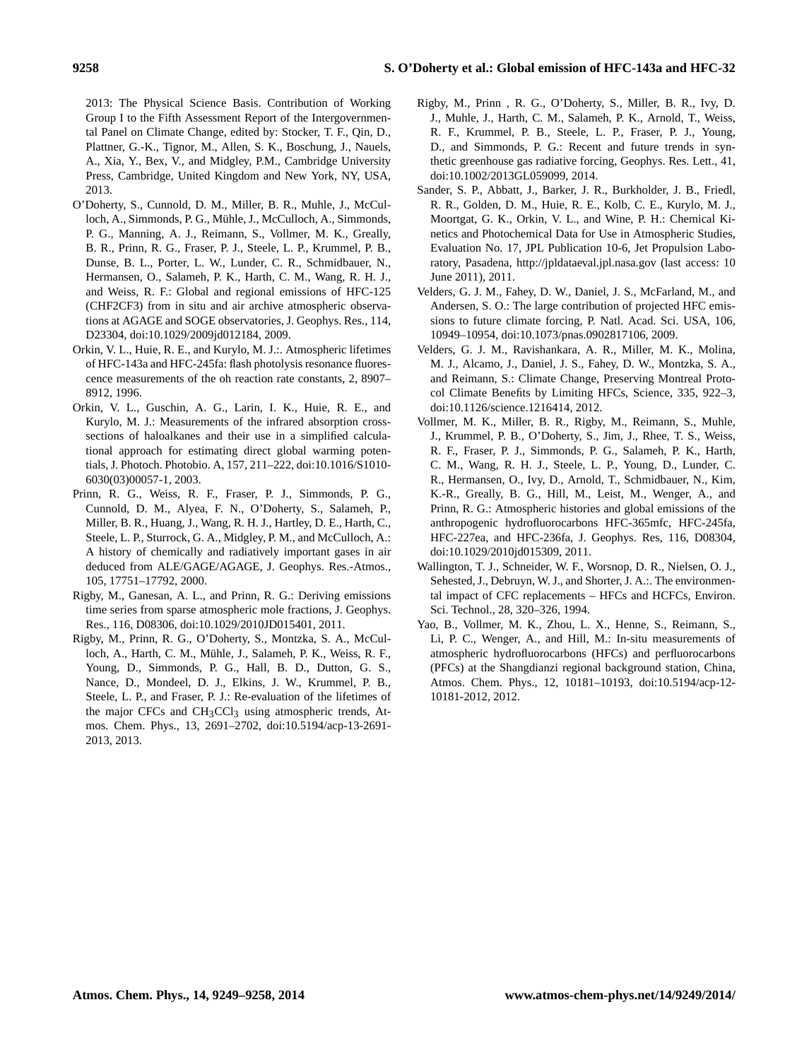2013: The Physical Science Basis. Contribution of Working Group I to the Fifth Assessment Report of the Intergovernmental Panel on Climate Change, edited by: Stocker, T. F., Qin, D., Plattner, G.-K., Tignor, M., Allen, S. K., Boschung, J., Nauels, A., Xia, Y., Bex, V., and Midgley, P.M., Cambridge University Press, Cambridge, United Kingdom and New York, NY, USA, 2013.

O'Doherty, S., Cunnold, D. M., Miller, B. R., Muhle, J., McCulloch, A., Simmonds, P. G., Mühle, J., McCulloch, A., Simmonds, P. G., Manning, A. J., Reimann, S., Vollmer, M. K., Greally, B. R., Prinn, R. G., Fraser, P. J., Steele, L. P., Krummel, P. B., Dunse, B. L., Porter, L. W., Lunder, C. R., Schmidbauer, N., Hermansen, O., Salameh, P. K., Harth, C. M., Wang, R. H. J., and Weiss, R. F.: Global and regional emissions of HFC-125 (CHF2CF3) from in situ and air archive atmospheric observations at AGAGE and SOGE observatories, J. Geophys. Res., 114, D23304, doi:10.1029/2009jd012184, 2009.

Orkin, V. L., Huie, R. E., and Kurylo, M. J.:. Atmospheric lifetimes of HFC-143a and HFC-245fa: flash photolysis resonance fluorescence measurements of the oh reaction rate constants, 2, 8907–8912, 1996.

Orkin, V. L., Guschin, A. G., Larin, I. K., Huie, R. E., and Kurylo, M. J.: Measurements of the infrared absorption cross-sections of haloalkanes and their use in a simplified calculational approach for estimating direct global warming potentials, J. Photoch. Photobio. A, 157, 211–222, doi:10.1016/S1010-6030(03)00057-1, 2003.

Prinn, R. G., Weiss, R. F., Fraser, P. J., Simmonds, P. G., Cunnold, D. M., Alyea, F. N., O'Doherty, S., Salameh, P., Miller, B. R., Huang, J., Wang, R. H. J., Hartley, D. E., Harth, C., Steele, L. P., Sturrock, G. A., Midgley, P. M., and McCulloch, A.: A history of chemically and radiatively important gases in air deduced from ALE/GAGE/AGAGE, J. Geophys. Res.-Atmos., 105, 17751–17792, 2000.

Rigby, M., Ganesan, A. L., and Prinn, R. G.: Deriving emissions time series from sparse atmospheric mole fractions, J. Geophys. Res., 116, D08306, doi:10.1029/2010JD015401, 2011.

Rigby, M., Prinn, R. G., O'Doherty, S., Montzka, S. A., McCulloch, A., Harth, C. M., Mühle, J., Salameh, P. K., Weiss, R. F., Young, D., Simmonds, P. G., Hall, B. D., Dutton, G. S., Nance, D., Mondeel, D. J., Elkins, J. W., Krummel, P. B., Steele, L. P., and Fraser, P. J.: Re-evaluation of the lifetimes of the major CFCs and $CH_3CCl_3$ using atmospheric trends, Atmos. Chem. Phys., 13, 2691–2702, doi:10.5194/acp-13-2691-2013, 2013.

Rigby, M., Prinn , R. G., O'Doherty, S., Miller, B. R., Ivy, D. J., Muhle, J., Harth, C. M., Salameh, P. K., Arnold, T., Weiss, R. F., Krummel, P. B., Steele, L. P., Fraser, P. J., Young, D., and Simmonds, P. G.: Recent and future trends in synthetic greenhouse gas radiative forcing, Geophys. Res. Lett., 41, doi:10.1002/2013GL059099, 2014.

Sander, S. P., Abbatt, J., Barker, J. R., Burkholder, J. B., Friedl, R. R., Golden, D. M., Huie, R. E., Kolb, C. E., Kurylo, M. J., Moortgat, G. K., Orkin, V. L., and Wine, P. H.: Chemical Kinetics and Photochemical Data for Use in Atmospheric Studies, Evaluation No. 17, JPL Publication 10-6, Jet Propulsion Laboratory, Pasadena, http://jpldataeval.jpl.nasa.gov (last access: 10 June 2011), 2011.

Velders, G. J. M., Fahey, D. W., Daniel, J. S., McFarland, M., and Andersen, S. O.: The large contribution of projected HFC emissions to future climate forcing, P. Natl. Acad. Sci. USA, 106, 10949–10954, doi:10.1073/pnas.0902817106, 2009.

Velders, G. J. M., Ravishankara, A. R., Miller, M. K., Molina, M. J., Alcamo, J., Daniel, J. S., Fahey, D. W., Montzka, S. A., and Reimann, S.: Climate Change, Preserving Montreal Protocol Climate Benefits by Limiting HFCs, Science, 335, 922–3, doi:10.1126/science.1216414, 2012.

Vollmer, M. K., Miller, B. R., Rigby, M., Reimann, S., Muhle, J., Krummel, P. B., O'Doherty, S., Jim, J., Rhee, T. S., Weiss, R. F., Fraser, P. J., Simmonds, P. G., Salameh, P. K., Harth, C. M., Wang, R. H. J., Steele, L. P., Young, D., Lunder, C. R., Hermansen, O., Ivy, D., Arnold, T., Schmidbauer, N., Kim, K.-R., Greally, B. G., Hill, M., Leist, M., Wenger, A., and Prinn, R. G.: Atmospheric histories and global emissions of the anthropogenic hydrofluorocarbons HFC-365mfc, HFC-245fa, HFC-227ea, and HFC-236fa, J. Geophys. Res, 116, D08304, doi:10.1029/2010jd015309, 2011.

Wallington, T. J., Schneider, W. F., Worsnop, D. R., Nielsen, O. J., Sehested, J., Debruyn, W. J., and Shorter, J. A.:. The environmental impact of CFC replacements – HFCs and HCFCs, Environ. Sci. Technol., 28, 320–326, 1994.

Yao, B., Vollmer, M. K., Zhou, L. X., Henne, S., Reimann, S., Li, P. C., Wenger, A., and Hill, M.: In-situ measurements of atmospheric hydrofluorocarbons (HFCs) and perfluorocarbons (PFCs) at the Shangdianzi regional background station, China, Atmos. Chem. Phys., 12, 10181–10193, doi:10.5194/acp-12-10181-2012, 2012.